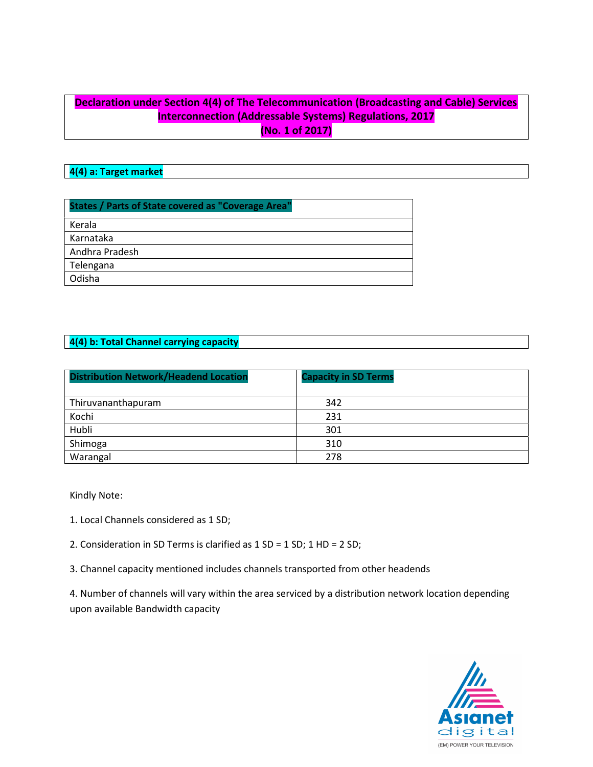# Declaration under Section 4(4) of The Telecommunication (Broadcasting and Cable) Services Interconnection (Addressable Systems) Regulations, 2017 (No. 1 of 2017)

## 4(4) a: Target market

| States / Parts of State covered as "Coverage Area" |
|---|
| Kerala |
| Karnataka |
| Andhra Pradesh |
| Telengana |
| Odisha |

## 4(4) b: Total Channel carrying capacity

| Distribution Network/Headend Location | Capacity in SD Terms |
|---|---|
| Thiruvananthapuram | 342 |
| Kochi | 231 |
| Hubli | 301 |
| Shimoga | 310 |
| Warangal | 278 |

Kindly Note:

1. Local Channels considered as 1 SD;

2. Consideration in SD Terms is clarified as 1 SD = 1 SD; 1 HD = 2 SD;

3. Channel capacity mentioned includes channels transported from other headends

4. Number of channels will vary within the area serviced by a distribution network location depending upon available Bandwidth capacity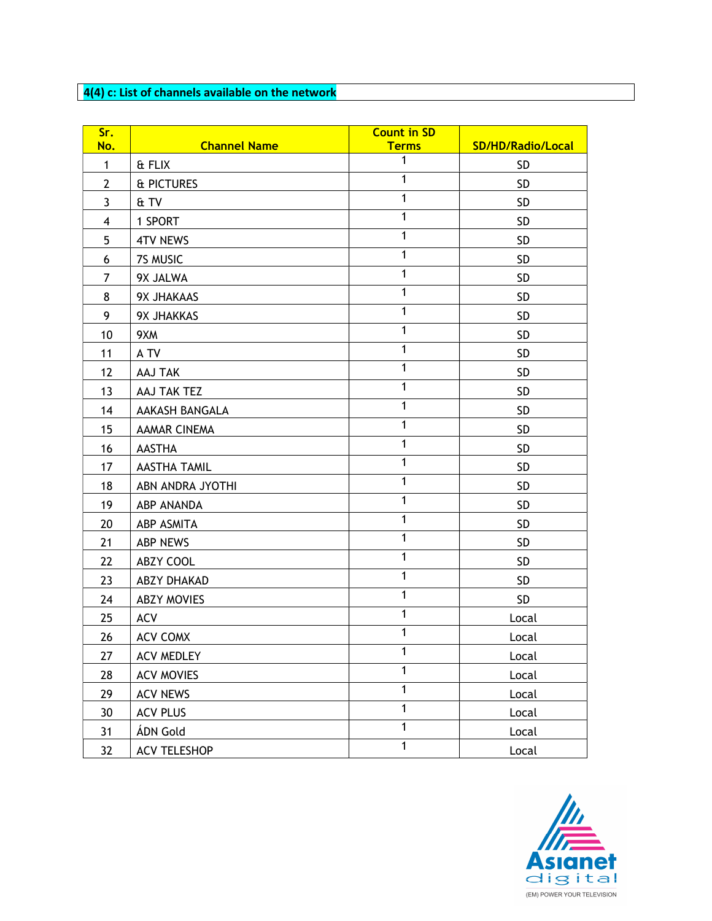**4(4) c: List of channels available on the network**

| Sr. No. | Channel Name | Count in SD Terms | SD/HD/Radio/Local |
|---|---|---|---|
| 1 | & FLIX | 1 | SD |
| 2 | & PICTURES | 1 | SD |
| 3 | & TV | 1 | SD |
| 4 | 1 SPORT | 1 | SD |
| 5 | 4TV NEWS | 1 | SD |
| 6 | 7S MUSIC | 1 | SD |
| 7 | 9X JALWA | 1 | SD |
| 8 | 9X JHAKAAS | 1 | SD |
| 9 | 9X JHAKKAS | 1 | SD |
| 10 | 9XM | 1 | SD |
| 11 | A TV | 1 | SD |
| 12 | AAJ TAK | 1 | SD |
| 13 | AAJ TAK TEZ | 1 | SD |
| 14 | AAKASH BANGALA | 1 | SD |
| 15 | AAMAR CINEMA | 1 | SD |
| 16 | AASTHA | 1 | SD |
| 17 | AASTHA TAMIL | 1 | SD |
| 18 | ABN ANDRA JYOTHI | 1 | SD |
| 19 | ABP ANANDA | 1 | SD |
| 20 | ABP ASMITA | 1 | SD |
| 21 | ABP NEWS | 1 | SD |
| 22 | ABZY COOL | 1 | SD |
| 23 | ABZY DHAKAD | 1 | SD |
| 24 | ABZY MOVIES | 1 | SD |
| 25 | ACV | 1 | Local |
| 26 | ACV COMX | 1 | Local |
| 27 | ACV MEDLEY | 1 | Local |
| 28 | ACV MOVIES | 1 | Local |
| 29 | ACV NEWS | 1 | Local |
| 30 | ACV PLUS | 1 | Local |
| 31 | ÁDN Gold | 1 | Local |
| 32 | ACV TELESHOP | 1 | Local |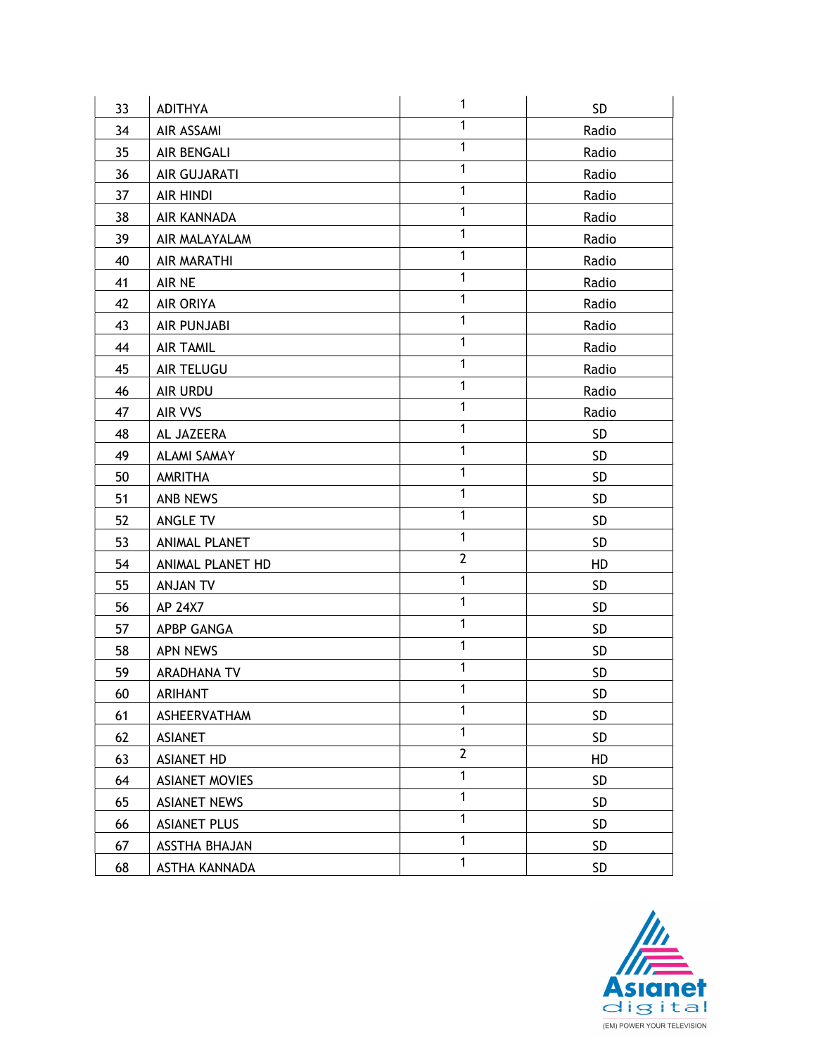| 33 | ADITHYA | 1 | SD |
|---|---|---|---|
| 34 | AIR ASSAMI | 1 | Radio |
| 35 | AIR BENGALI | 1 | Radio |
| 36 | AIR GUJARATI | 1 | Radio |
| 37 | AIR HINDI | 1 | Radio |
| 38 | AIR KANNADA | 1 | Radio |
| 39 | AIR MALAYALAM | 1 | Radio |
| 40 | AIR MARATHI | 1 | Radio |
| 41 | AIR NE | 1 | Radio |
| 42 | AIR ORIYA | 1 | Radio |
| 43 | AIR PUNJABI | 1 | Radio |
| 44 | AIR TAMIL | 1 | Radio |
| 45 | AIR TELUGU | 1 | Radio |
| 46 | AIR URDU | 1 | Radio |
| 47 | AIR VVS | 1 | Radio |
| 48 | AL JAZEERA | 1 | SD |
| 49 | ALAMI SAMAY | 1 | SD |
| 50 | AMRITHA | 1 | SD |
| 51 | ANB NEWS | 1 | SD |
| 52 | ANGLE TV | 1 | SD |
| 53 | ANIMAL PLANET | 1 | SD |
| 54 | ANIMAL PLANET HD | 2 | HD |
| 55 | ANJAN TV | 1 | SD |
| 56 | AP 24X7 | 1 | SD |
| 57 | APBP GANGA | 1 | SD |
| 58 | APN NEWS | 1 | SD |
| 59 | ARADHANA TV | 1 | SD |
| 60 | ARIHANT | 1 | SD |
| 61 | ASHEERVATHAM | 1 | SD |
| 62 | ASIANET | 1 | SD |
| 63 | ASIANET HD | 2 | HD |
| 64 | ASIANET MOVIES | 1 | SD |
| 65 | ASIANET NEWS | 1 | SD |
| 66 | ASIANET PLUS | 1 | SD |
| 67 | ASSTHA BHAJAN | 1 | SD |
| 68 | ASTHA KANNADA | 1 | SD |

Asianet digital
(EM) POWER YOUR TELEVISION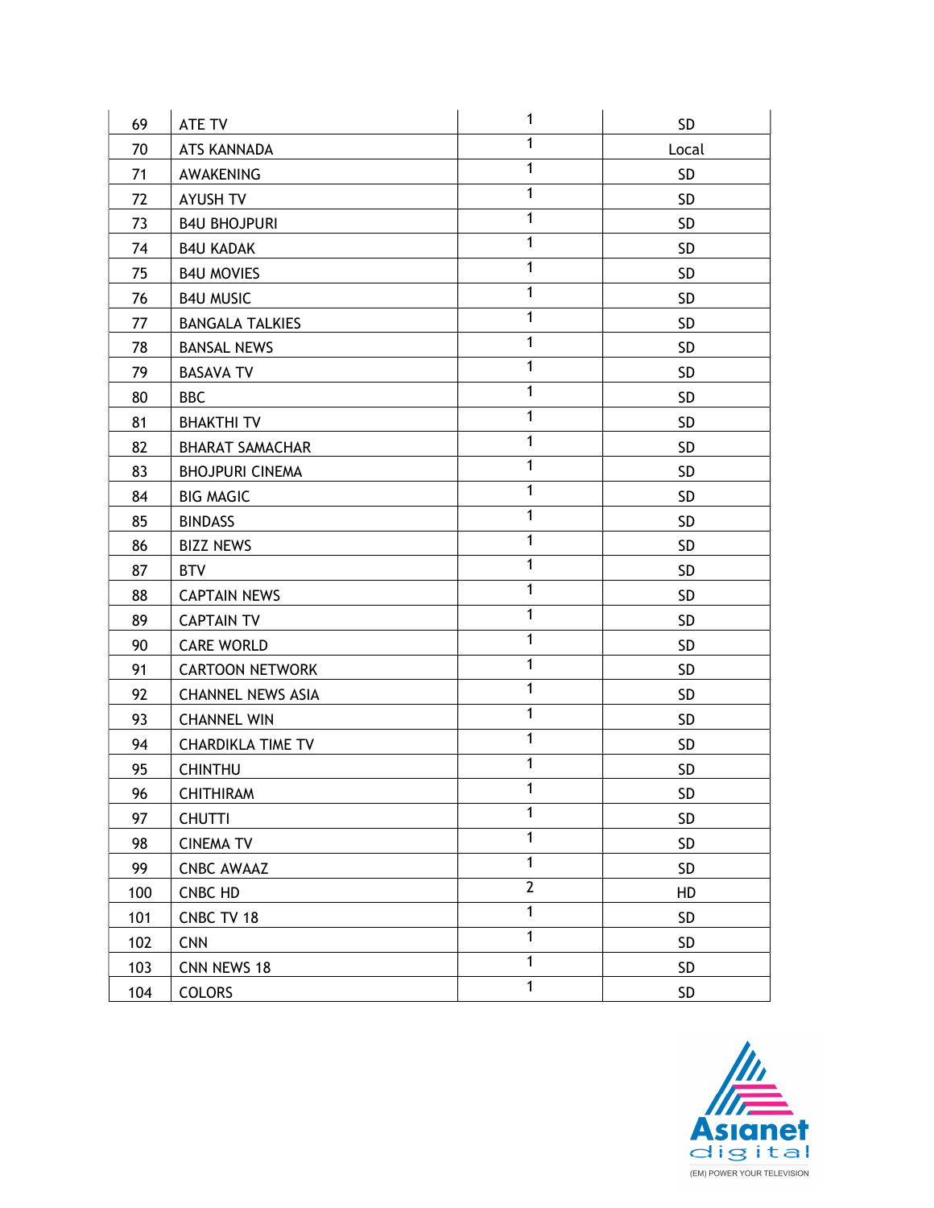| 69 | ATE TV | 1 | SD |
|---|---|---|---|
| 70 | ATS KANNADA | 1 | Local |
| 71 | AWAKENING | 1 | SD |
| 72 | AYUSH TV | 1 | SD |
| 73 | B4U BHOJPURI | 1 | SD |
| 74 | B4U KADAK | 1 | SD |
| 75 | B4U MOVIES | 1 | SD |
| 76 | B4U MUSIC | 1 | SD |
| 77 | BANGALA TALKIES | 1 | SD |
| 78 | BANSAL NEWS | 1 | SD |
| 79 | BASAVA TV | 1 | SD |
| 80 | BBC | 1 | SD |
| 81 | BHAKTHI TV | 1 | SD |
| 82 | BHARAT SAMACHAR | 1 | SD |
| 83 | BHOJPURI CINEMA | 1 | SD |
| 84 | BIG MAGIC | 1 | SD |
| 85 | BINDASS | 1 | SD |
| 86 | BIZZ NEWS | 1 | SD |
| 87 | BTV | 1 | SD |
| 88 | CAPTAIN NEWS | 1 | SD |
| 89 | CAPTAIN TV | 1 | SD |
| 90 | CARE WORLD | 1 | SD |
| 91 | CARTOON NETWORK | 1 | SD |
| 92 | CHANNEL NEWS ASIA | 1 | SD |
| 93 | CHANNEL WIN | 1 | SD |
| 94 | CHARDIKLA TIME TV | 1 | SD |
| 95 | CHINTHU | 1 | SD |
| 96 | CHITHIRAM | 1 | SD |
| 97 | CHUTTI | 1 | SD |
| 98 | CINEMA TV | 1 | SD |
| 99 | CNBC AWAAZ | 1 | SD |
| 100 | CNBC HD | 2 | HD |
| 101 | CNBC TV 18 | 1 | SD |
| 102 | CNN | 1 | SD |
| 103 | CNN NEWS 18 | 1 | SD |
| 104 | COLORS | 1 | SD |

Asianet digital
(EM) POWER YOUR TELEVISION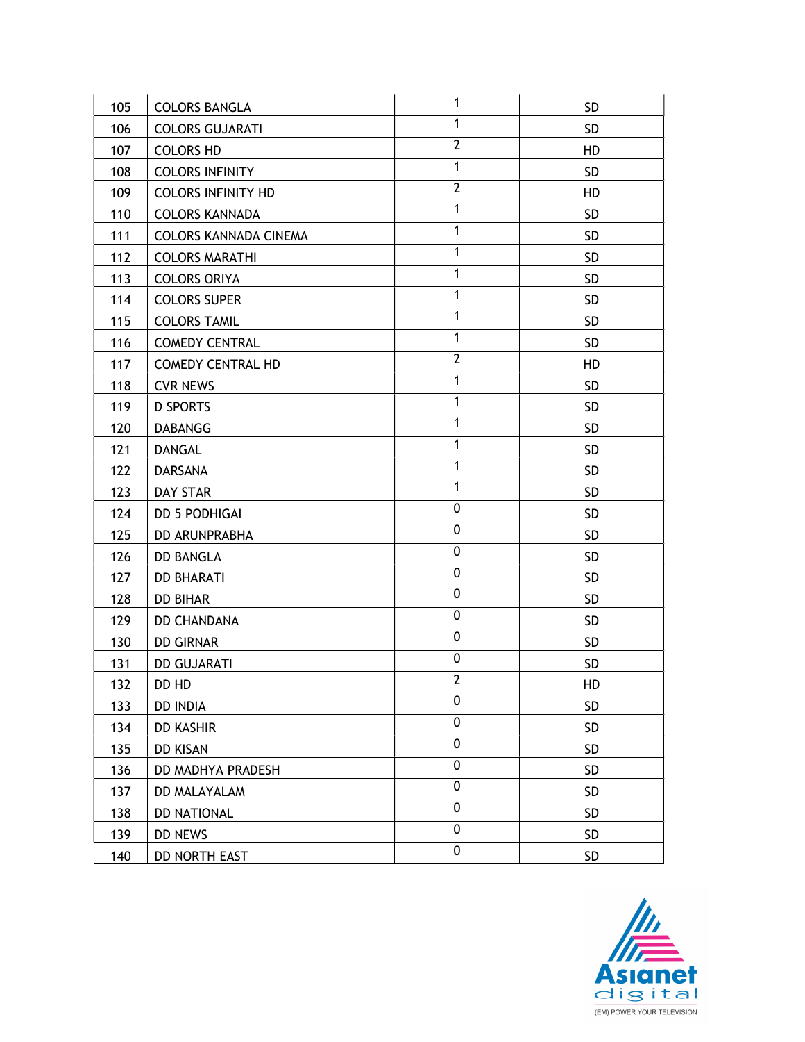| | | | |
|---|---|---|---|
| 105 | COLORS BANGLA | 1 | SD |
| 106 | COLORS GUJARATI | 1 | SD |
| 107 | COLORS HD | 2 | HD |
| 108 | COLORS INFINITY | 1 | SD |
| 109 | COLORS INFINITY HD | 2 | HD |
| 110 | COLORS KANNADA | 1 | SD |
| 111 | COLORS KANNADA CINEMA | 1 | SD |
| 112 | COLORS MARATHI | 1 | SD |
| 113 | COLORS ORIYA | 1 | SD |
| 114 | COLORS SUPER | 1 | SD |
| 115 | COLORS TAMIL | 1 | SD |
| 116 | COMEDY CENTRAL | 1 | SD |
| 117 | COMEDY CENTRAL HD | 2 | HD |
| 118 | CVR NEWS | 1 | SD |
| 119 | D SPORTS | 1 | SD |
| 120 | DABANGG | 1 | SD |
| 121 | DANGAL | 1 | SD |
| 122 | DARSANA | 1 | SD |
| 123 | DAY STAR | 1 | SD |
| 124 | DD 5 PODHIGAI | 0 | SD |
| 125 | DD ARUNPRABHA | 0 | SD |
| 126 | DD BANGLA | 0 | SD |
| 127 | DD BHARATI | 0 | SD |
| 128 | DD BIHAR | 0 | SD |
| 129 | DD CHANDANA | 0 | SD |
| 130 | DD GIRNAR | 0 | SD |
| 131 | DD GUJARATI | 0 | SD |
| 132 | DD HD | 2 | HD |
| 133 | DD INDIA | 0 | SD |
| 134 | DD KASHIR | 0 | SD |
| 135 | DD KISAN | 0 | SD |
| 136 | DD MADHYA PRADESH | 0 | SD |
| 137 | DD MALAYALAM | 0 | SD |
| 138 | DD NATIONAL | 0 | SD |
| 139 | DD NEWS | 0 | SD |
| 140 | DD NORTH EAST | 0 | SD |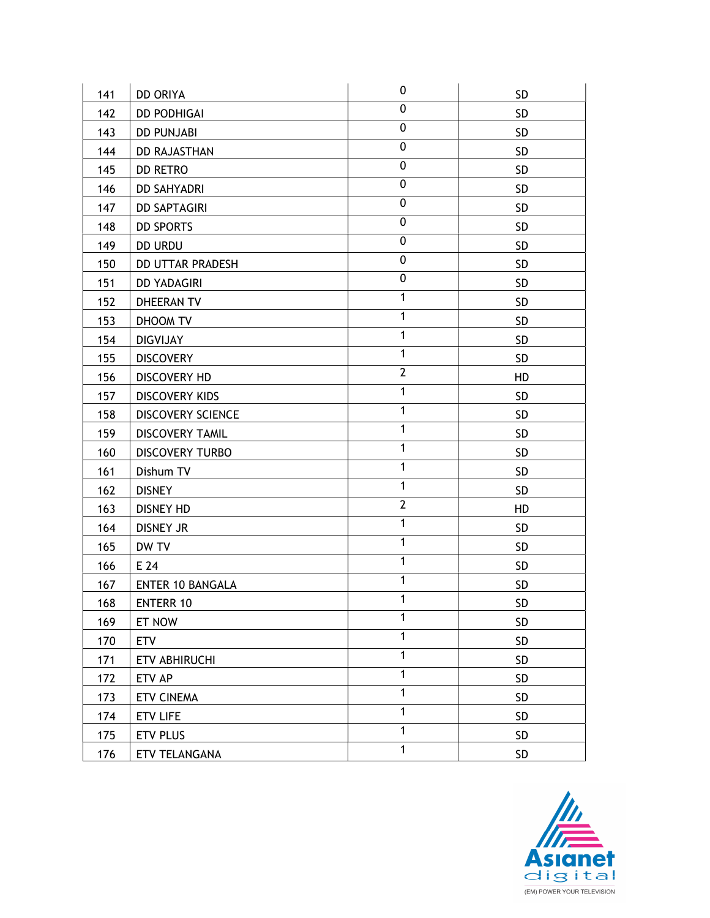| 141 | DD ORIYA | 0 | SD |
|---|---|---|---|
| 142 | DD PODHIGAI | 0 | SD |
| 143 | DD PUNJABI | 0 | SD |
| 144 | DD RAJASTHAN | 0 | SD |
| 145 | DD RETRO | 0 | SD |
| 146 | DD SAHYADRI | 0 | SD |
| 147 | DD SAPTAGIRI | 0 | SD |
| 148 | DD SPORTS | 0 | SD |
| 149 | DD URDU | 0 | SD |
| 150 | DD UTTAR PRADESH | 0 | SD |
| 151 | DD YADAGIRI | 0 | SD |
| 152 | DHEERAN TV | 1 | SD |
| 153 | DHOOM TV | 1 | SD |
| 154 | DIGVIJAY | 1 | SD |
| 155 | DISCOVERY | 1 | SD |
| 156 | DISCOVERY HD | 2 | HD |
| 157 | DISCOVERY KIDS | 1 | SD |
| 158 | DISCOVERY SCIENCE | 1 | SD |
| 159 | DISCOVERY TAMIL | 1 | SD |
| 160 | DISCOVERY TURBO | 1 | SD |
| 161 | Dishum TV | 1 | SD |
| 162 | DISNEY | 1 | SD |
| 163 | DISNEY HD | 2 | HD |
| 164 | DISNEY JR | 1 | SD |
| 165 | DW TV | 1 | SD |
| 166 | E 24 | 1 | SD |
| 167 | ENTER 10 BANGALA | 1 | SD |
| 168 | ENTERR 10 | 1 | SD |
| 169 | ET NOW | 1 | SD |
| 170 | ETV | 1 | SD |
| 171 | ETV ABHIRUCHI | 1 | SD |
| 172 | ETV AP | 1 | SD |
| 173 | ETV CINEMA | 1 | SD |
| 174 | ETV LIFE | 1 | SD |
| 175 | ETV PLUS | 1 | SD |
| 176 | ETV TELANGANA | 1 | SD |

Asianet digital
(EM) POWER YOUR TELEVISION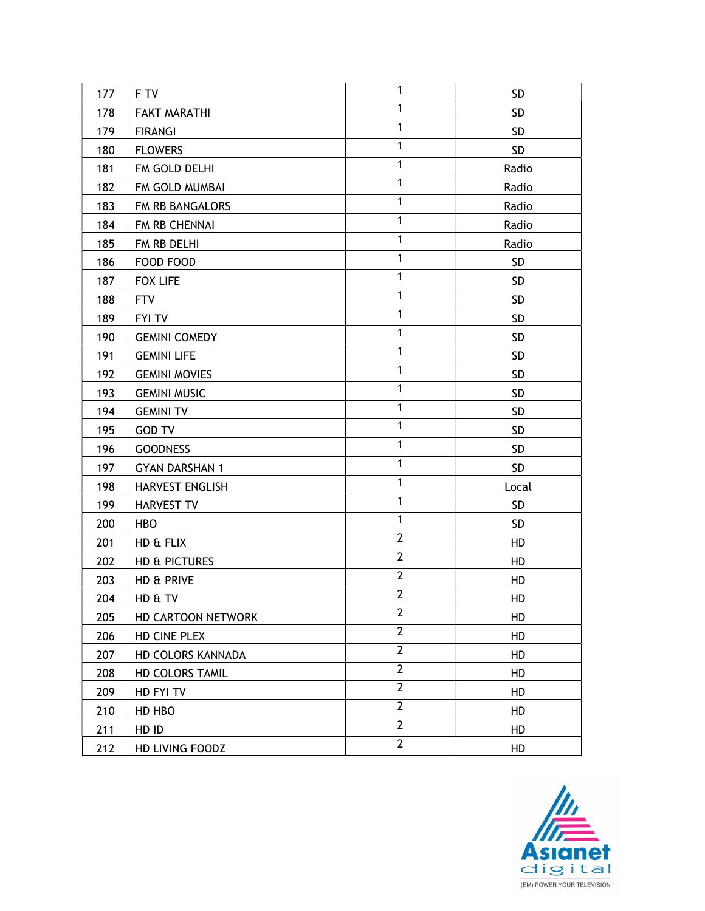| 177 | F TV | 1 | SD |
|---|---|---|---|
| 178 | FAKT MARATHI | 1 | SD |
| 179 | FIRANGI | 1 | SD |
| 180 | FLOWERS | 1 | SD |
| 181 | FM GOLD DELHI | 1 | Radio |
| 182 | FM GOLD MUMBAI | 1 | Radio |
| 183 | FM RB BANGALORS | 1 | Radio |
| 184 | FM RB CHENNAI | 1 | Radio |
| 185 | FM RB DELHI | 1 | Radio |
| 186 | FOOD FOOD | 1 | SD |
| 187 | FOX LIFE | 1 | SD |
| 188 | FTV | 1 | SD |
| 189 | FYI TV | 1 | SD |
| 190 | GEMINI COMEDY | 1 | SD |
| 191 | GEMINI LIFE | 1 | SD |
| 192 | GEMINI MOVIES | 1 | SD |
| 193 | GEMINI MUSIC | 1 | SD |
| 194 | GEMINI TV | 1 | SD |
| 195 | GOD TV | 1 | SD |
| 196 | GOODNESS | 1 | SD |
| 197 | GYAN DARSHAN 1 | 1 | SD |
| 198 | HARVEST ENGLISH | 1 | Local |
| 199 | HARVEST TV | 1 | SD |
| 200 | HBO | 1 | SD |
| 201 | HD & FLIX | 2 | HD |
| 202 | HD & PICTURES | 2 | HD |
| 203 | HD & PRIVE | 2 | HD |
| 204 | HD & TV | 2 | HD |
| 205 | HD CARTOON NETWORK | 2 | HD |
| 206 | HD CINE PLEX | 2 | HD |
| 207 | HD COLORS KANNADA | 2 | HD |
| 208 | HD COLORS TAMIL | 2 | HD |
| 209 | HD FYI TV | 2 | HD |
| 210 | HD HBO | 2 | HD |
| 211 | HD ID | 2 | HD |
| 212 | HD LIVING FOODZ | 2 | HD |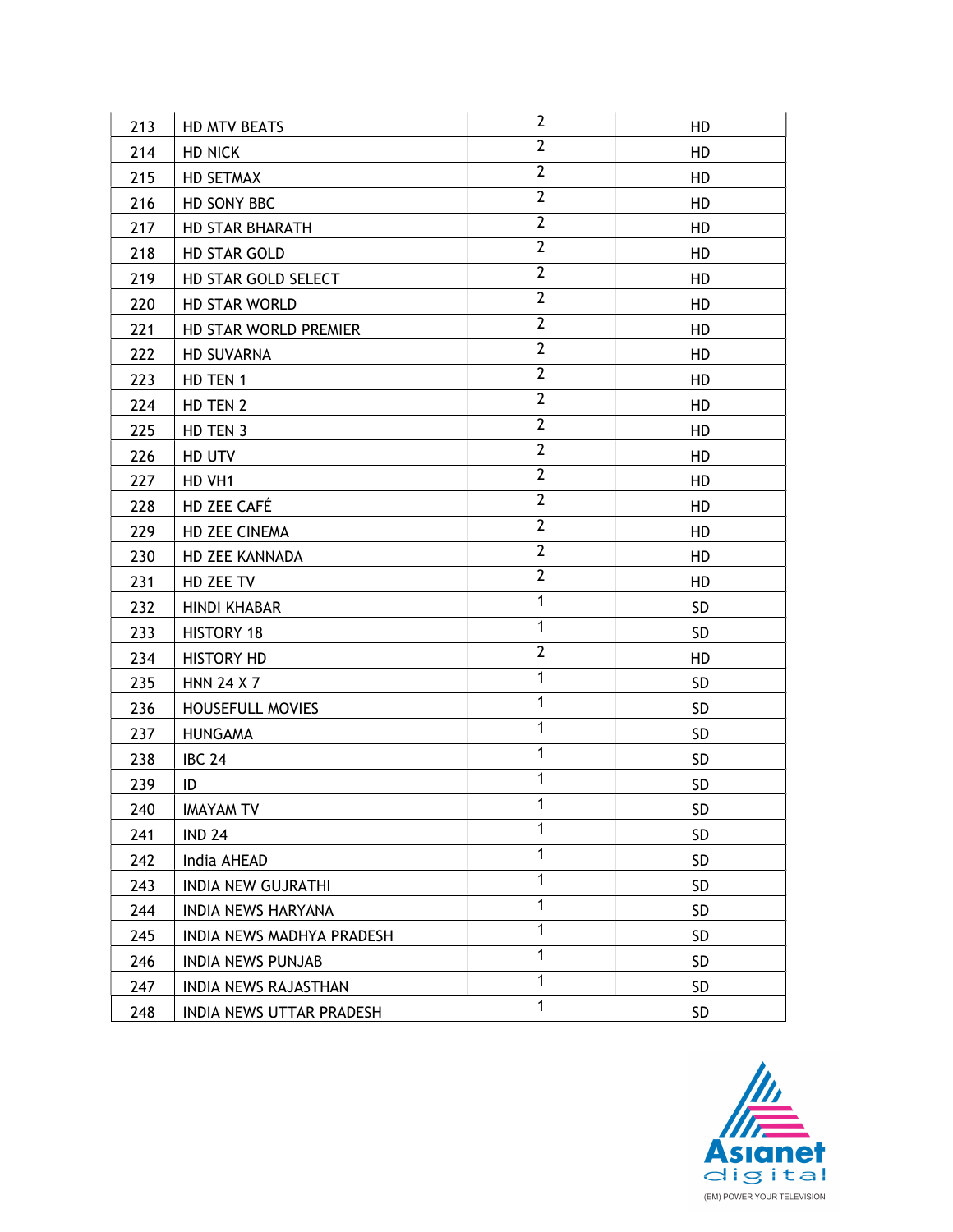| 213 | HD MTV BEATS | 2 | HD |
|---|---|---|---|
| 214 | HD NICK | 2 | HD |
| 215 | HD SETMAX | 2 | HD |
| 216 | HD SONY BBC | 2 | HD |
| 217 | HD STAR BHARATH | 2 | HD |
| 218 | HD STAR GOLD | 2 | HD |
| 219 | HD STAR GOLD SELECT | 2 | HD |
| 220 | HD STAR WORLD | 2 | HD |
| 221 | HD STAR WORLD PREMIER | 2 | HD |
| 222 | HD SUVARNA | 2 | HD |
| 223 | HD TEN 1 | 2 | HD |
| 224 | HD TEN 2 | 2 | HD |
| 225 | HD TEN 3 | 2 | HD |
| 226 | HD UTV | 2 | HD |
| 227 | HD VH1 | 2 | HD |
| 228 | HD ZEE CAFÉ | 2 | HD |
| 229 | HD ZEE CINEMA | 2 | HD |
| 230 | HD ZEE KANNADA | 2 | HD |
| 231 | HD ZEE TV | 2 | HD |
| 232 | HINDI KHABAR | 1 | SD |
| 233 | HISTORY 18 | 1 | SD |
| 234 | HISTORY HD | 2 | HD |
| 235 | HNN 24 X 7 | 1 | SD |
| 236 | HOUSEFULL MOVIES | 1 | SD |
| 237 | HUNGAMA | 1 | SD |
| 238 | IBC 24 | 1 | SD |
| 239 | ID | 1 | SD |
| 240 | IMAYAM TV | 1 | SD |
| 241 | IND 24 | 1 | SD |
| 242 | India AHEAD | 1 | SD |
| 243 | INDIA NEW GUJRATHI | 1 | SD |
| 244 | INDIA NEWS HARYANA | 1 | SD |
| 245 | INDIA NEWS MADHYA PRADESH | 1 | SD |
| 246 | INDIA NEWS PUNJAB | 1 | SD |
| 247 | INDIA NEWS RAJASTHAN | 1 | SD |
| 248 | INDIA NEWS UTTAR PRADESH | 1 | SD |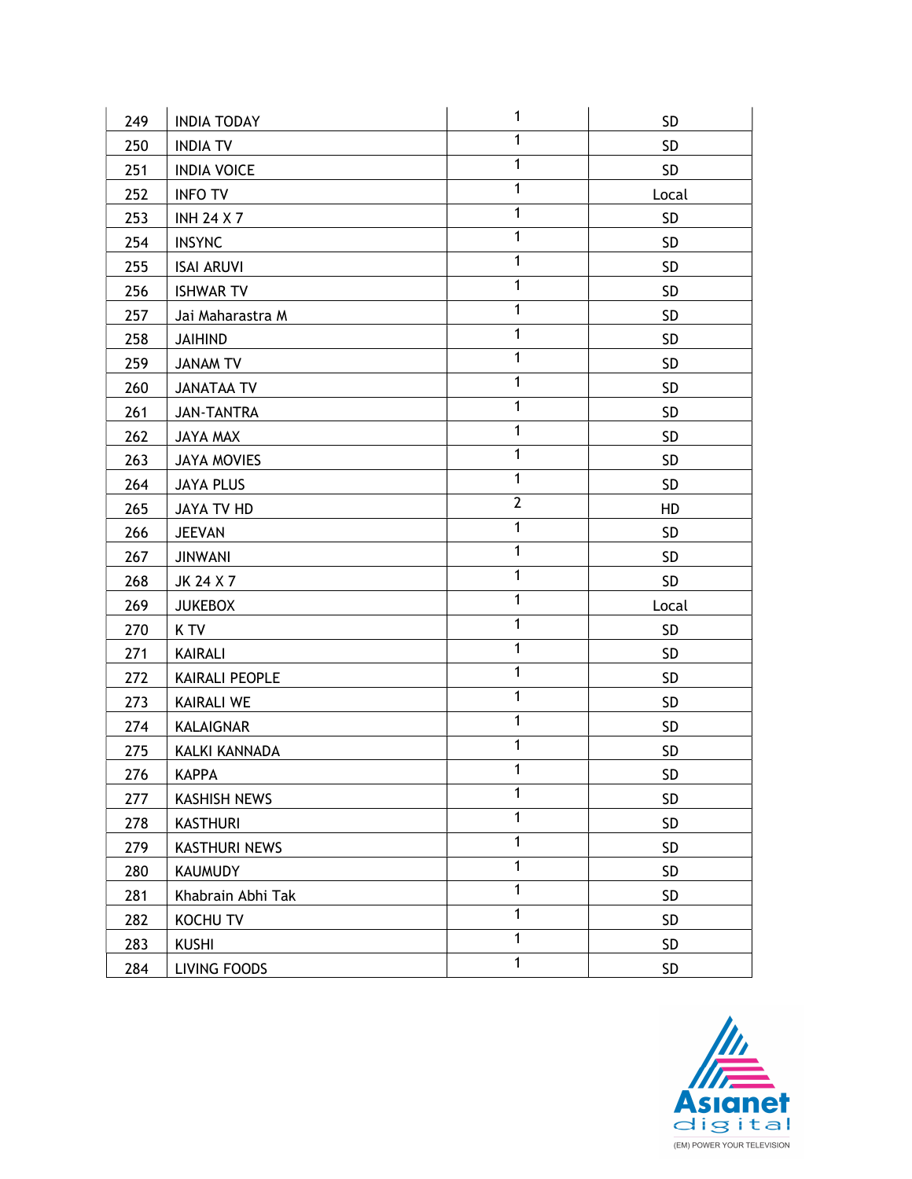| 249 | INDIA TODAY | 1 | SD |
|---|---|---|---|
| 250 | INDIA TV | 1 | SD |
| 251 | INDIA VOICE | 1 | SD |
| 252 | INFO TV | 1 | Local |
| 253 | INH 24 X 7 | 1 | SD |
| 254 | INSYNC | 1 | SD |
| 255 | ISAI ARUVI | 1 | SD |
| 256 | ISHWAR TV | 1 | SD |
| 257 | Jai Maharastra M | 1 | SD |
| 258 | JAIHIND | 1 | SD |
| 259 | JANAM TV | 1 | SD |
| 260 | JANATAA TV | 1 | SD |
| 261 | JAN-TANTRA | 1 | SD |
| 262 | JAYA MAX | 1 | SD |
| 263 | JAYA MOVIES | 1 | SD |
| 264 | JAYA PLUS | 1 | SD |
| 265 | JAYA TV HD | 2 | HD |
| 266 | JEEVAN | 1 | SD |
| 267 | JINWANI | 1 | SD |
| 268 | JK 24 X 7 | 1 | SD |
| 269 | JUKEBOX | 1 | Local |
| 270 | K TV | 1 | SD |
| 271 | KAIRALI | 1 | SD |
| 272 | KAIRALI PEOPLE | 1 | SD |
| 273 | KAIRALI WE | 1 | SD |
| 274 | KALAIGNAR | 1 | SD |
| 275 | KALKI KANNADA | 1 | SD |
| 276 | KAPPA | 1 | SD |
| 277 | KASHISH NEWS | 1 | SD |
| 278 | KASTHURI | 1 | SD |
| 279 | KASTHURI NEWS | 1 | SD |
| 280 | KAUMUDY | 1 | SD |
| 281 | Khabrain Abhi Tak | 1 | SD |
| 282 | KOCHU TV | 1 | SD |
| 283 | KUSHI | 1 | SD |
| 284 | LIVING FOODS | 1 | SD |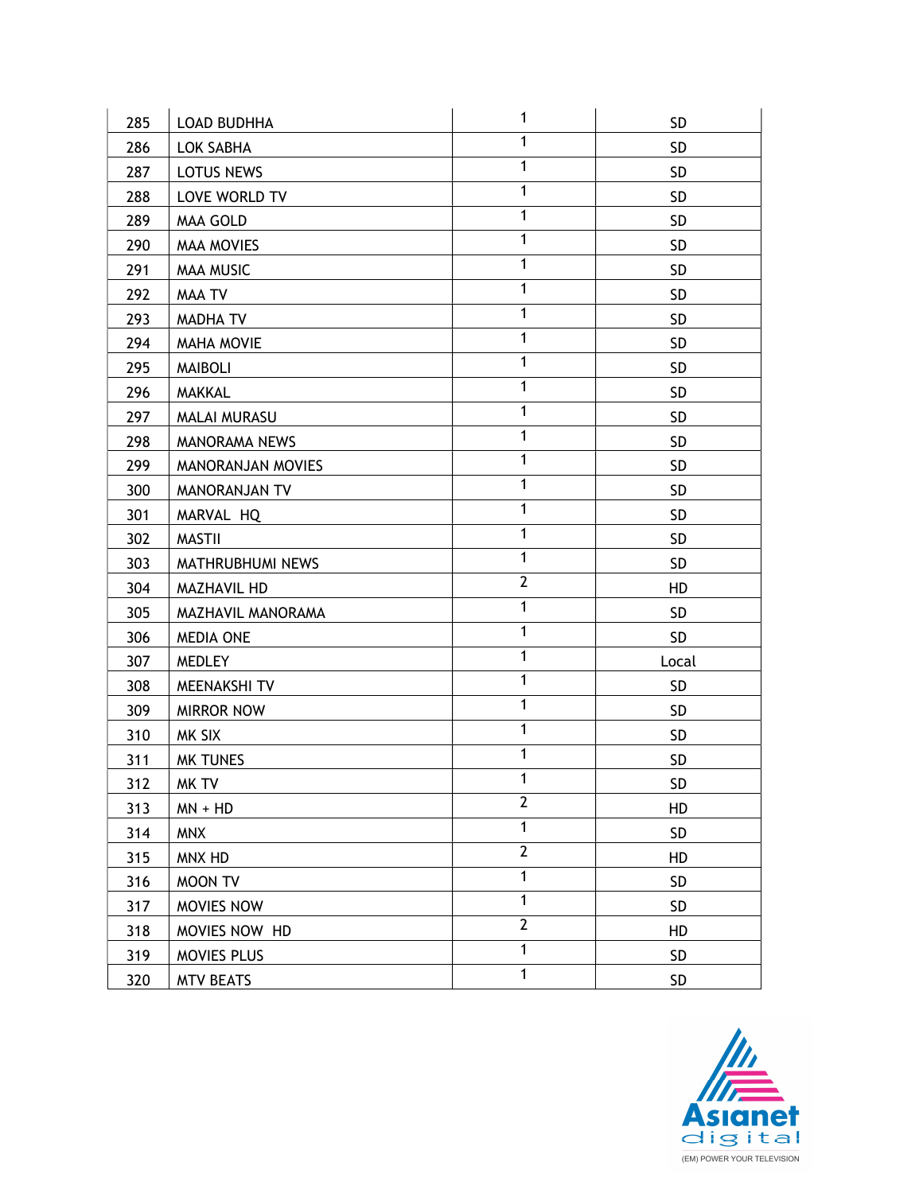| 285 | LOAD BUDHHA | 1 | SD |
|---|---|---|---|
| 286 | LOK SABHA | 1 | SD |
| 287 | LOTUS NEWS | 1 | SD |
| 288 | LOVE WORLD TV | 1 | SD |
| 289 | MAA GOLD | 1 | SD |
| 290 | MAA MOVIES | 1 | SD |
| 291 | MAA MUSIC | 1 | SD |
| 292 | MAA TV | 1 | SD |
| 293 | MADHA TV | 1 | SD |
| 294 | MAHA MOVIE | 1 | SD |
| 295 | MAIBOLI | 1 | SD |
| 296 | MAKKAL | 1 | SD |
| 297 | MALAI MURASU | 1 | SD |
| 298 | MANORAMA NEWS | 1 | SD |
| 299 | MANORANJAN MOVIES | 1 | SD |
| 300 | MANORANJAN TV | 1 | SD |
| 301 | MARVAL HQ | 1 | SD |
| 302 | MASTII | 1 | SD |
| 303 | MATHRUBHUMI NEWS | 1 | SD |
| 304 | MAZHAVIL HD | 2 | HD |
| 305 | MAZHAVIL MANORAMA | 1 | SD |
| 306 | MEDIA ONE | 1 | SD |
| 307 | MEDLEY | 1 | Local |
| 308 | MEENAKSHI TV | 1 | SD |
| 309 | MIRROR NOW | 1 | SD |
| 310 | MK SIX | 1 | SD |
| 311 | MK TUNES | 1 | SD |
| 312 | MK TV | 1 | SD |
| 313 | MN + HD | 2 | HD |
| 314 | MNX | 1 | SD |
| 315 | MNX HD | 2 | HD |
| 316 | MOON TV | 1 | SD |
| 317 | MOVIES NOW | 1 | SD |
| 318 | MOVIES NOW HD | 2 | HD |
| 319 | MOVIES PLUS | 1 | SD |
| 320 | MTV BEATS | 1 | SD |

Asianet digital
(EM) POWER YOUR TELEVISION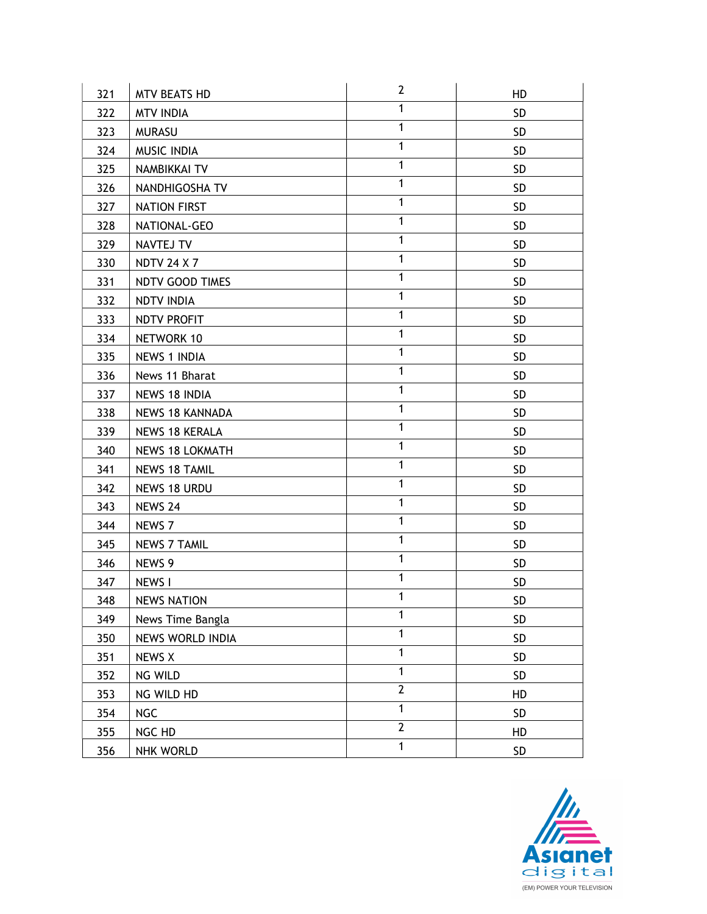| 321 | MTV BEATS HD | 2 | HD |
|---|---|---|---|
| 322 | MTV INDIA | 1 | SD |
| 323 | MURASU | 1 | SD |
| 324 | MUSIC INDIA | 1 | SD |
| 325 | NAMBIKKAI TV | 1 | SD |
| 326 | NANDHIGOSHA TV | 1 | SD |
| 327 | NATION FIRST | 1 | SD |
| 328 | NATIONAL-GEO | 1 | SD |
| 329 | NAVTEJ TV | 1 | SD |
| 330 | NDTV 24 X 7 | 1 | SD |
| 331 | NDTV GOOD TIMES | 1 | SD |
| 332 | NDTV INDIA | 1 | SD |
| 333 | NDTV PROFIT | 1 | SD |
| 334 | NETWORK 10 | 1 | SD |
| 335 | NEWS 1 INDIA | 1 | SD |
| 336 | News 11 Bharat | 1 | SD |
| 337 | NEWS 18 INDIA | 1 | SD |
| 338 | NEWS 18 KANNADA | 1 | SD |
| 339 | NEWS 18 KERALA | 1 | SD |
| 340 | NEWS 18 LOKMATH | 1 | SD |
| 341 | NEWS 18 TAMIL | 1 | SD |
| 342 | NEWS 18 URDU | 1 | SD |
| 343 | NEWS 24 | 1 | SD |
| 344 | NEWS 7 | 1 | SD |
| 345 | NEWS 7 TAMIL | 1 | SD |
| 346 | NEWS 9 | 1 | SD |
| 347 | NEWS I | 1 | SD |
| 348 | NEWS NATION | 1 | SD |
| 349 | News Time Bangla | 1 | SD |
| 350 | NEWS WORLD INDIA | 1 | SD |
| 351 | NEWS X | 1 | SD |
| 352 | NG WILD | 1 | SD |
| 353 | NG WILD HD | 2 | HD |
| 354 | NGC | 1 | SD |
| 355 | NGC HD | 2 | HD |
| 356 | NHK WORLD | 1 | SD |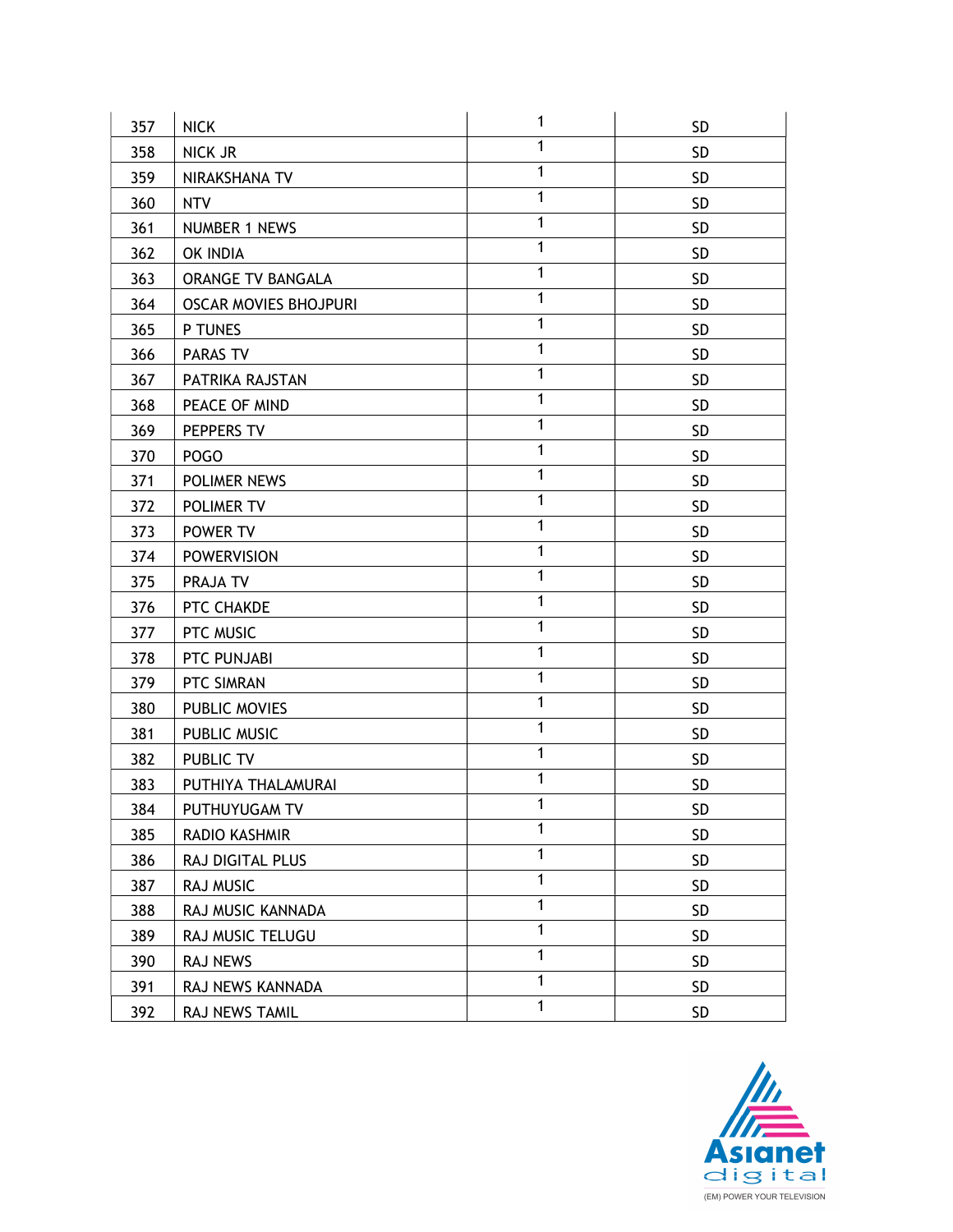| 357 | NICK | 1 | SD |
|---|---|---|---|
| 358 | NICK JR | 1 | SD |
| 359 | NIRAKSHANA TV | 1 | SD |
| 360 | NTV | 1 | SD |
| 361 | NUMBER 1 NEWS | 1 | SD |
| 362 | OK INDIA | 1 | SD |
| 363 | ORANGE TV BANGALA | 1 | SD |
| 364 | OSCAR MOVIES BHOJPURI | 1 | SD |
| 365 | P TUNES | 1 | SD |
| 366 | PARAS TV | 1 | SD |
| 367 | PATRIKA RAJSTAN | 1 | SD |
| 368 | PEACE OF MIND | 1 | SD |
| 369 | PEPPERS TV | 1 | SD |
| 370 | POGO | 1 | SD |
| 371 | POLIMER NEWS | 1 | SD |
| 372 | POLIMER TV | 1 | SD |
| 373 | POWER TV | 1 | SD |
| 374 | POWERVISION | 1 | SD |
| 375 | PRAJA TV | 1 | SD |
| 376 | PTC CHAKDE | 1 | SD |
| 377 | PTC MUSIC | 1 | SD |
| 378 | PTC PUNJABI | 1 | SD |
| 379 | PTC SIMRAN | 1 | SD |
| 380 | PUBLIC MOVIES | 1 | SD |
| 381 | PUBLIC MUSIC | 1 | SD |
| 382 | PUBLIC TV | 1 | SD |
| 383 | PUTHIYA THALAMURAI | 1 | SD |
| 384 | PUTHUYUGAM TV | 1 | SD |
| 385 | RADIO KASHMIR | 1 | SD |
| 386 | RAJ DIGITAL PLUS | 1 | SD |
| 387 | RAJ MUSIC | 1 | SD |
| 388 | RAJ MUSIC KANNADA | 1 | SD |
| 389 | RAJ MUSIC TELUGU | 1 | SD |
| 390 | RAJ NEWS | 1 | SD |
| 391 | RAJ NEWS KANNADA | 1 | SD |
| 392 | RAJ NEWS TAMIL | 1 | SD |

Asianet digital
(EM) POWER YOUR TELEVISION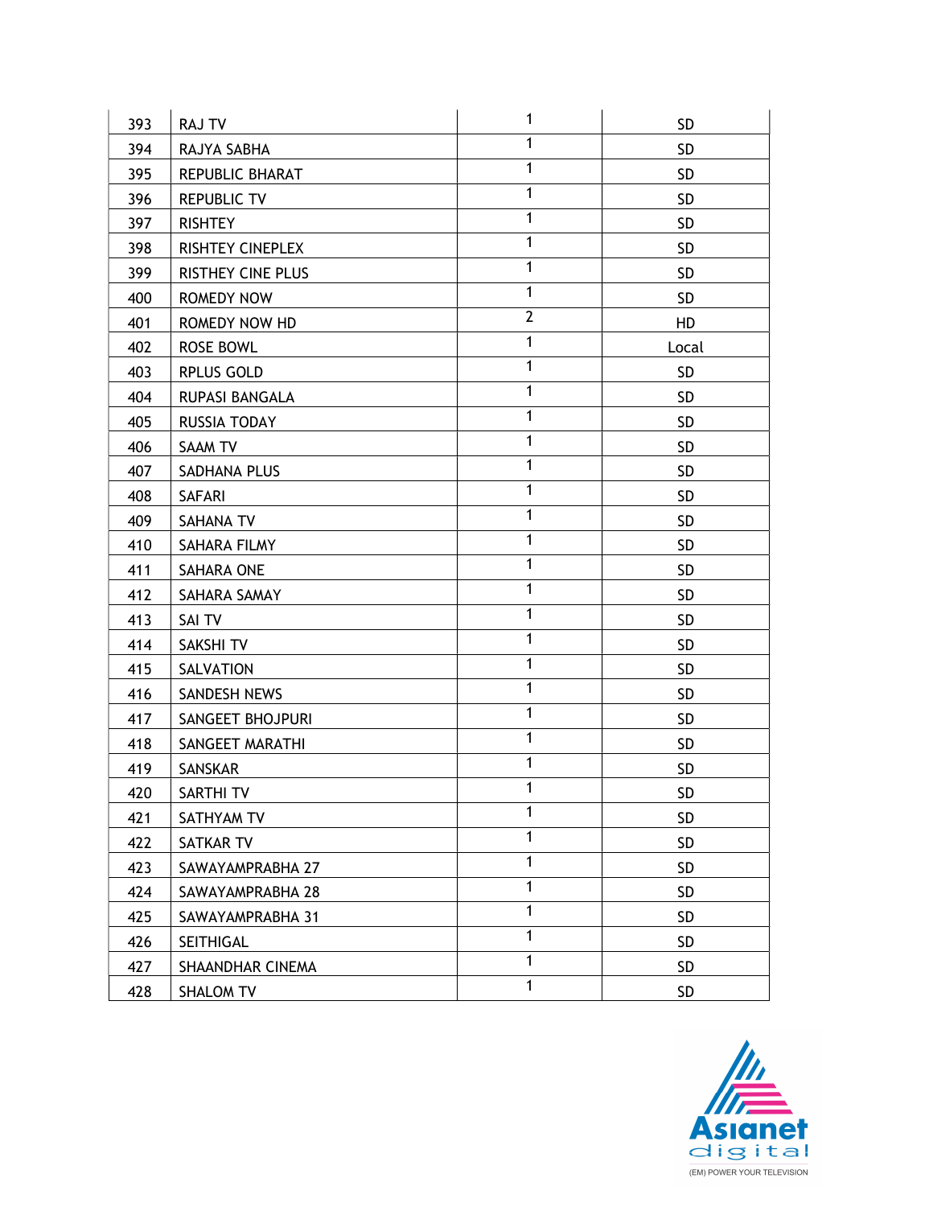| 393 | RAJ TV | 1 | SD |
|---|---|---|---|
| 394 | RAJYA SABHA | 1 | SD |
| 395 | REPUBLIC BHARAT | 1 | SD |
| 396 | REPUBLIC TV | 1 | SD |
| 397 | RISHTEY | 1 | SD |
| 398 | RISHTEY CINEPLEX | 1 | SD |
| 399 | RISTHEY CINE PLUS | 1 | SD |
| 400 | ROMEDY NOW | 1 | SD |
| 401 | ROMEDY NOW HD | 2 | HD |
| 402 | ROSE BOWL | 1 | Local |
| 403 | RPLUS GOLD | 1 | SD |
| 404 | RUPASI BANGALA | 1 | SD |
| 405 | RUSSIA TODAY | 1 | SD |
| 406 | SAAM TV | 1 | SD |
| 407 | SADHANA PLUS | 1 | SD |
| 408 | SAFARI | 1 | SD |
| 409 | SAHANA TV | 1 | SD |
| 410 | SAHARA FILMY | 1 | SD |
| 411 | SAHARA ONE | 1 | SD |
| 412 | SAHARA SAMAY | 1 | SD |
| 413 | SAI TV | 1 | SD |
| 414 | SAKSHI TV | 1 | SD |
| 415 | SALVATION | 1 | SD |
| 416 | SANDESH NEWS | 1 | SD |
| 417 | SANGEET BHOJPURI | 1 | SD |
| 418 | SANGEET MARATHI | 1 | SD |
| 419 | SANSKAR | 1 | SD |
| 420 | SARTHI TV | 1 | SD |
| 421 | SATHYAM TV | 1 | SD |
| 422 | SATKAR TV | 1 | SD |
| 423 | SAWAYAMPRABHA 27 | 1 | SD |
| 424 | SAWAYAMPRABHA 28 | 1 | SD |
| 425 | SAWAYAMPRABHA 31 | 1 | SD |
| 426 | SEITHIGAL | 1 | SD |
| 427 | SHAANDHAR CINEMA | 1 | SD |
| 428 | SHALOM TV | 1 | SD |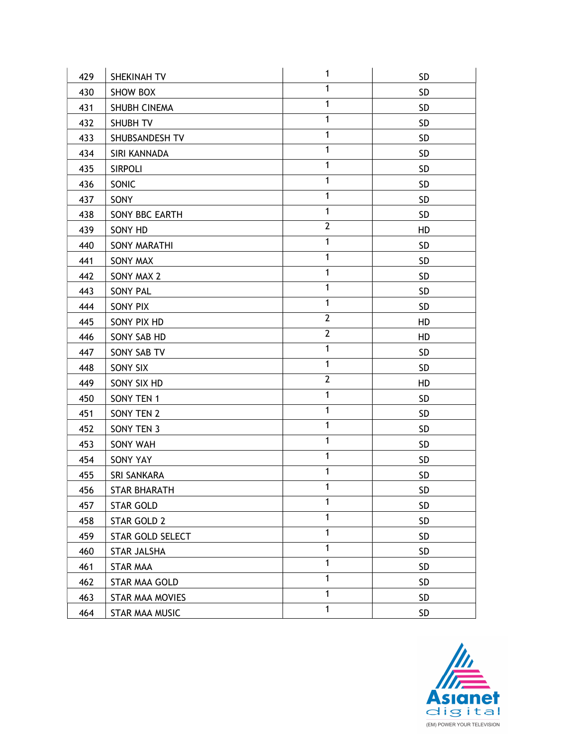| | | | |
|---|---|---|---|
| 429 | SHEKINAH TV | 1 | SD |
| 430 | SHOW BOX | 1 | SD |
| 431 | SHUBH CINEMA | 1 | SD |
| 432 | SHUBH TV | 1 | SD |
| 433 | SHUBSANDESH TV | 1 | SD |
| 434 | SIRI KANNADA | 1 | SD |
| 435 | SIRPOLI | 1 | SD |
| 436 | SONIC | 1 | SD |
| 437 | SONY | 1 | SD |
| 438 | SONY BBC EARTH | 1 | SD |
| 439 | SONY HD | 2 | HD |
| 440 | SONY MARATHI | 1 | SD |
| 441 | SONY MAX | 1 | SD |
| 442 | SONY MAX 2 | 1 | SD |
| 443 | SONY PAL | 1 | SD |
| 444 | SONY PIX | 1 | SD |
| 445 | SONY PIX HD | 2 | HD |
| 446 | SONY SAB HD | 2 | HD |
| 447 | SONY SAB TV | 1 | SD |
| 448 | SONY SIX | 1 | SD |
| 449 | SONY SIX HD | 2 | HD |
| 450 | SONY TEN 1 | 1 | SD |
| 451 | SONY TEN 2 | 1 | SD |
| 452 | SONY TEN 3 | 1 | SD |
| 453 | SONY WAH | 1 | SD |
| 454 | SONY YAY | 1 | SD |
| 455 | SRI SANKARA | 1 | SD |
| 456 | STAR BHARATH | 1 | SD |
| 457 | STAR GOLD | 1 | SD |
| 458 | STAR GOLD 2 | 1 | SD |
| 459 | STAR GOLD SELECT | 1 | SD |
| 460 | STAR JALSHA | 1 | SD |
| 461 | STAR MAA | 1 | SD |
| 462 | STAR MAA GOLD | 1 | SD |
| 463 | STAR MAA MOVIES | 1 | SD |
| 464 | STAR MAA MUSIC | 1 | SD |

Asianet digital
(EM) POWER YOUR TELEVISION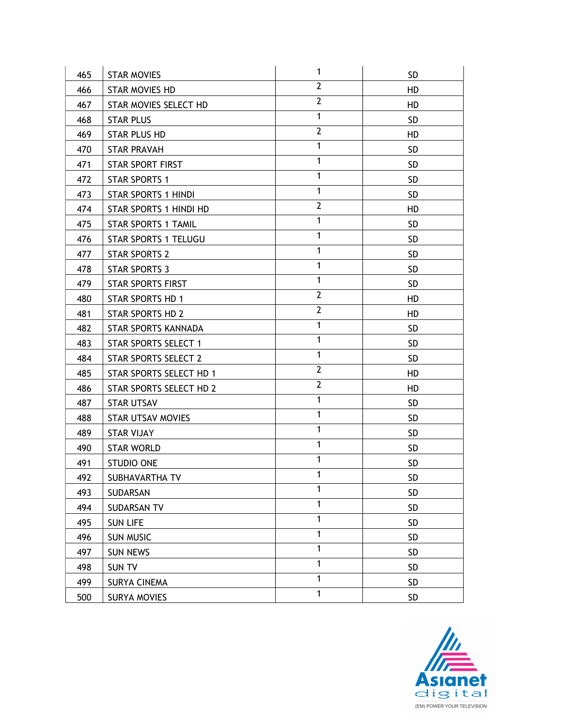| 465 | STAR MOVIES | 1 | SD |
|---|---|---|---|
| 466 | STAR MOVIES HD | 2 | HD |
| 467 | STAR MOVIES SELECT HD | 2 | HD |
| 468 | STAR PLUS | 1 | SD |
| 469 | STAR PLUS HD | 2 | HD |
| 470 | STAR PRAVAH | 1 | SD |
| 471 | STAR SPORT FIRST | 1 | SD |
| 472 | STAR SPORTS 1 | 1 | SD |
| 473 | STAR SPORTS 1 HINDI | 1 | SD |
| 474 | STAR SPORTS 1 HINDI HD | 2 | HD |
| 475 | STAR SPORTS 1 TAMIL | 1 | SD |
| 476 | STAR SPORTS 1 TELUGU | 1 | SD |
| 477 | STAR SPORTS 2 | 1 | SD |
| 478 | STAR SPORTS 3 | 1 | SD |
| 479 | STAR SPORTS FIRST | 1 | SD |
| 480 | STAR SPORTS HD 1 | 2 | HD |
| 481 | STAR SPORTS HD 2 | 2 | HD |
| 482 | STAR SPORTS KANNADA | 1 | SD |
| 483 | STAR SPORTS SELECT 1 | 1 | SD |
| 484 | STAR SPORTS SELECT 2 | 1 | SD |
| 485 | STAR SPORTS SELECT HD 1 | 2 | HD |
| 486 | STAR SPORTS SELECT HD 2 | 2 | HD |
| 487 | STAR UTSAV | 1 | SD |
| 488 | STAR UTSAV MOVIES | 1 | SD |
| 489 | STAR VIJAY | 1 | SD |
| 490 | STAR WORLD | 1 | SD |
| 491 | STUDIO ONE | 1 | SD |
| 492 | SUBHAVARTHA TV | 1 | SD |
| 493 | SUDARSAN | 1 | SD |
| 494 | SUDARSAN TV | 1 | SD |
| 495 | SUN LIFE | 1 | SD |
| 496 | SUN MUSIC | 1 | SD |
| 497 | SUN NEWS | 1 | SD |
| 498 | SUN TV | 1 | SD |
| 499 | SURYA CINEMA | 1 | SD |
| 500 | SURYA MOVIES | 1 | SD |

Asianet digital
(EM) POWER YOUR TELEVISION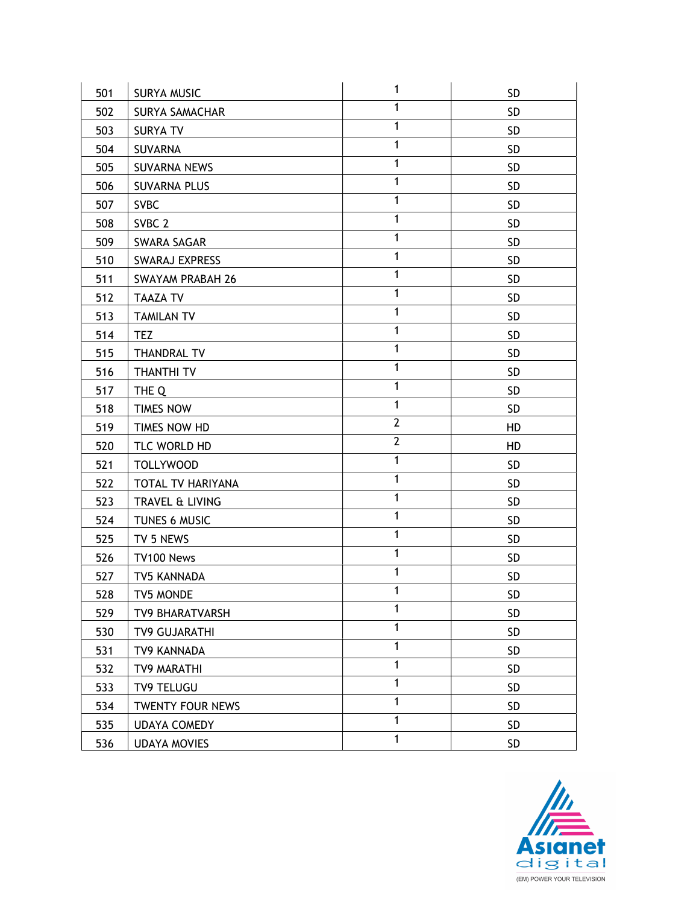| 501 | SURYA MUSIC | 1 | SD |
|---|---|---|---|
| 502 | SURYA SAMACHAR | 1 | SD |
| 503 | SURYA TV | 1 | SD |
| 504 | SUVARNA | 1 | SD |
| 505 | SUVARNA NEWS | 1 | SD |
| 506 | SUVARNA PLUS | 1 | SD |
| 507 | SVBC | 1 | SD |
| 508 | SVBC 2 | 1 | SD |
| 509 | SWARA SAGAR | 1 | SD |
| 510 | SWARAJ EXPRESS | 1 | SD |
| 511 | SWAYAM PRABAH 26 | 1 | SD |
| 512 | TAAZA TV | 1 | SD |
| 513 | TAMILAN TV | 1 | SD |
| 514 | TEZ | 1 | SD |
| 515 | THANDRAL TV | 1 | SD |
| 516 | THANTHI TV | 1 | SD |
| 517 | THE Q | 1 | SD |
| 518 | TIMES NOW | 1 | SD |
| 519 | TIMES NOW HD | 2 | HD |
| 520 | TLC WORLD HD | 2 | HD |
| 521 | TOLLYWOOD | 1 | SD |
| 522 | TOTAL TV HARIYANA | 1 | SD |
| 523 | TRAVEL & LIVING | 1 | SD |
| 524 | TUNES 6 MUSIC | 1 | SD |
| 525 | TV 5 NEWS | 1 | SD |
| 526 | TV100 News | 1 | SD |
| 527 | TV5 KANNADA | 1 | SD |
| 528 | TV5 MONDE | 1 | SD |
| 529 | TV9 BHARATVARSH | 1 | SD |
| 530 | TV9 GUJARATHI | 1 | SD |
| 531 | TV9 KANNADA | 1 | SD |
| 532 | TV9 MARATHI | 1 | SD |
| 533 | TV9 TELUGU | 1 | SD |
| 534 | TWENTY FOUR NEWS | 1 | SD |
| 535 | UDAYA COMEDY | 1 | SD |
| 536 | UDAYA MOVIES | 1 | SD |

Asianet digital
(EM) POWER YOUR TELEVISION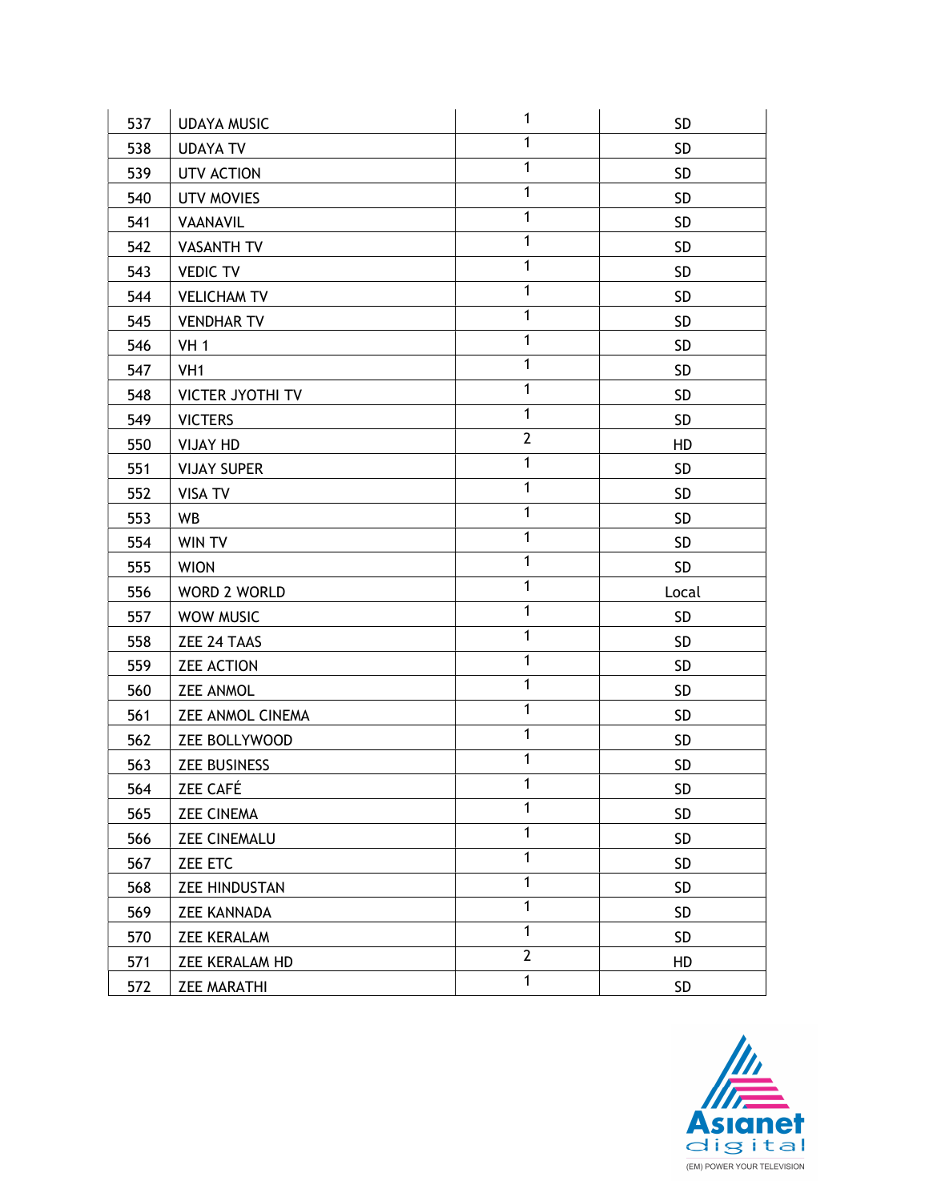| 537 | UDAYA MUSIC | 1 | SD |
|---|---|---|---|
| 538 | UDAYA TV | 1 | SD |
| 539 | UTV ACTION | 1 | SD |
| 540 | UTV MOVIES | 1 | SD |
| 541 | VAANAVIL | 1 | SD |
| 542 | VASANTH TV | 1 | SD |
| 543 | VEDIC TV | 1 | SD |
| 544 | VELICHAM TV | 1 | SD |
| 545 | VENDHAR TV | 1 | SD |
| 546 | VH 1 | 1 | SD |
| 547 | VH1 | 1 | SD |
| 548 | VICTER JYOTHI TV | 1 | SD |
| 549 | VICTERS | 1 | SD |
| 550 | VIJAY HD | 2 | HD |
| 551 | VIJAY SUPER | 1 | SD |
| 552 | VISA TV | 1 | SD |
| 553 | WB | 1 | SD |
| 554 | WIN TV | 1 | SD |
| 555 | WION | 1 | SD |
| 556 | WORD 2 WORLD | 1 | Local |
| 557 | WOW MUSIC | 1 | SD |
| 558 | ZEE 24 TAAS | 1 | SD |
| 559 | ZEE ACTION | 1 | SD |
| 560 | ZEE ANMOL | 1 | SD |
| 561 | ZEE ANMOL CINEMA | 1 | SD |
| 562 | ZEE BOLLYWOOD | 1 | SD |
| 563 | ZEE BUSINESS | 1 | SD |
| 564 | ZEE CAFÉ | 1 | SD |
| 565 | ZEE CINEMA | 1 | SD |
| 566 | ZEE CINEMALU | 1 | SD |
| 567 | ZEE ETC | 1 | SD |
| 568 | ZEE HINDUSTAN | 1 | SD |
| 569 | ZEE KANNADA | 1 | SD |
| 570 | ZEE KERALAM | 1 | SD |
| 571 | ZEE KERALAM HD | 2 | HD |
| 572 | ZEE MARATHI | 1 | SD |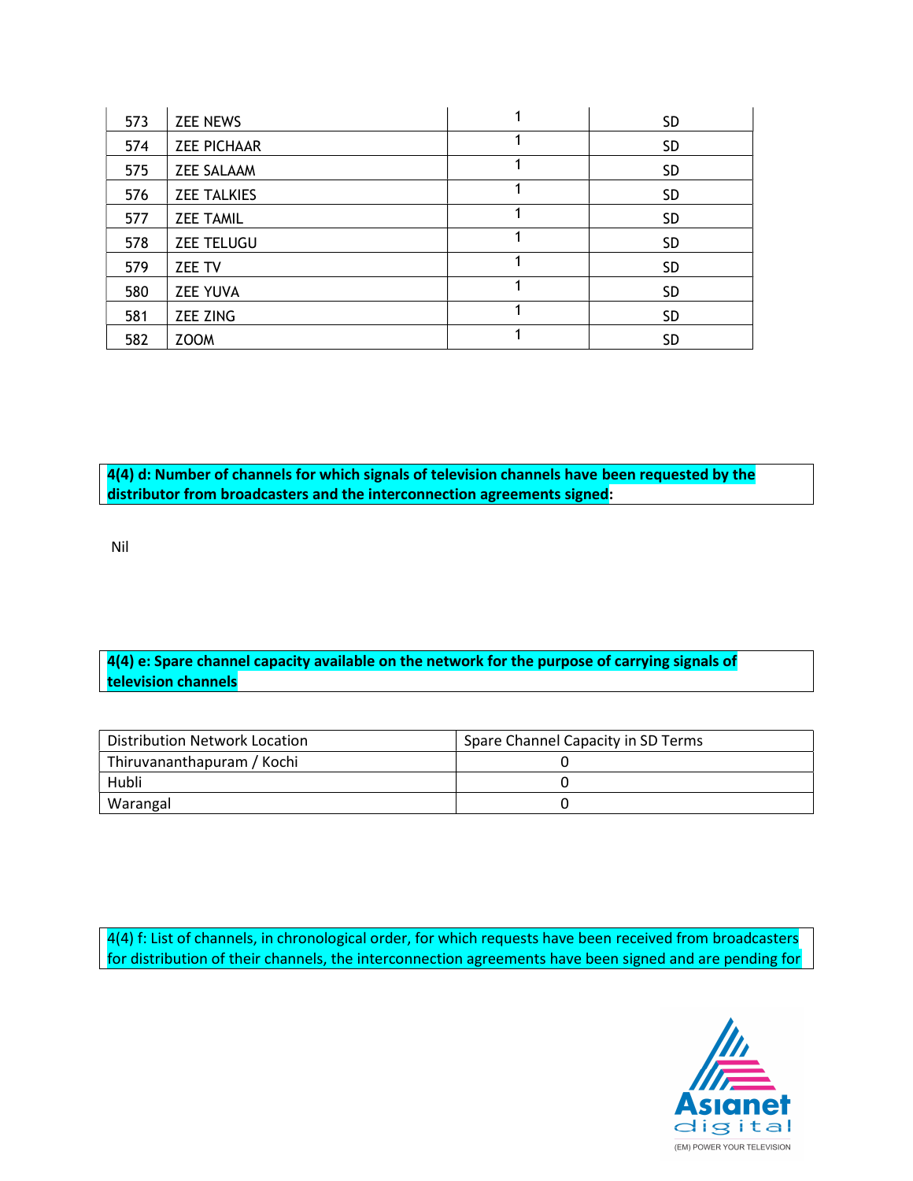| 573 | ZEE NEWS | 1 | SD |
|---|---|---|---|
| 574 | ZEE PICHAAR | 1 | SD |
| 575 | ZEE SALAAM | 1 | SD |
| 576 | ZEE TALKIES | 1 | SD |
| 577 | ZEE TAMIL | 1 | SD |
| 578 | ZEE TELUGU | 1 | SD |
| 579 | ZEE TV | 1 | SD |
| 580 | ZEE YUVA | 1 | SD |
| 581 | ZEE ZING | 1 | SD |
| 582 | ZOOM | 1 | SD |

**4(4) d: Number of channels for which signals of television channels have been requested by the distributor from broadcasters and the interconnection agreements signed:**

Nil

**4(4) e: Spare channel capacity available on the network for the purpose of carrying signals of television channels**

| Distribution Network Location | Spare Channel Capacity in SD Terms |
|---|---|
| Thiruvananthapuram / Kochi | 0 |
| Hubli | 0 |
| Warangal | 0 |

4(4) f: List of channels, in chronological order, for which requests have been received from broadcasters for distribution of their channels, the interconnection agreements have been signed and are pending for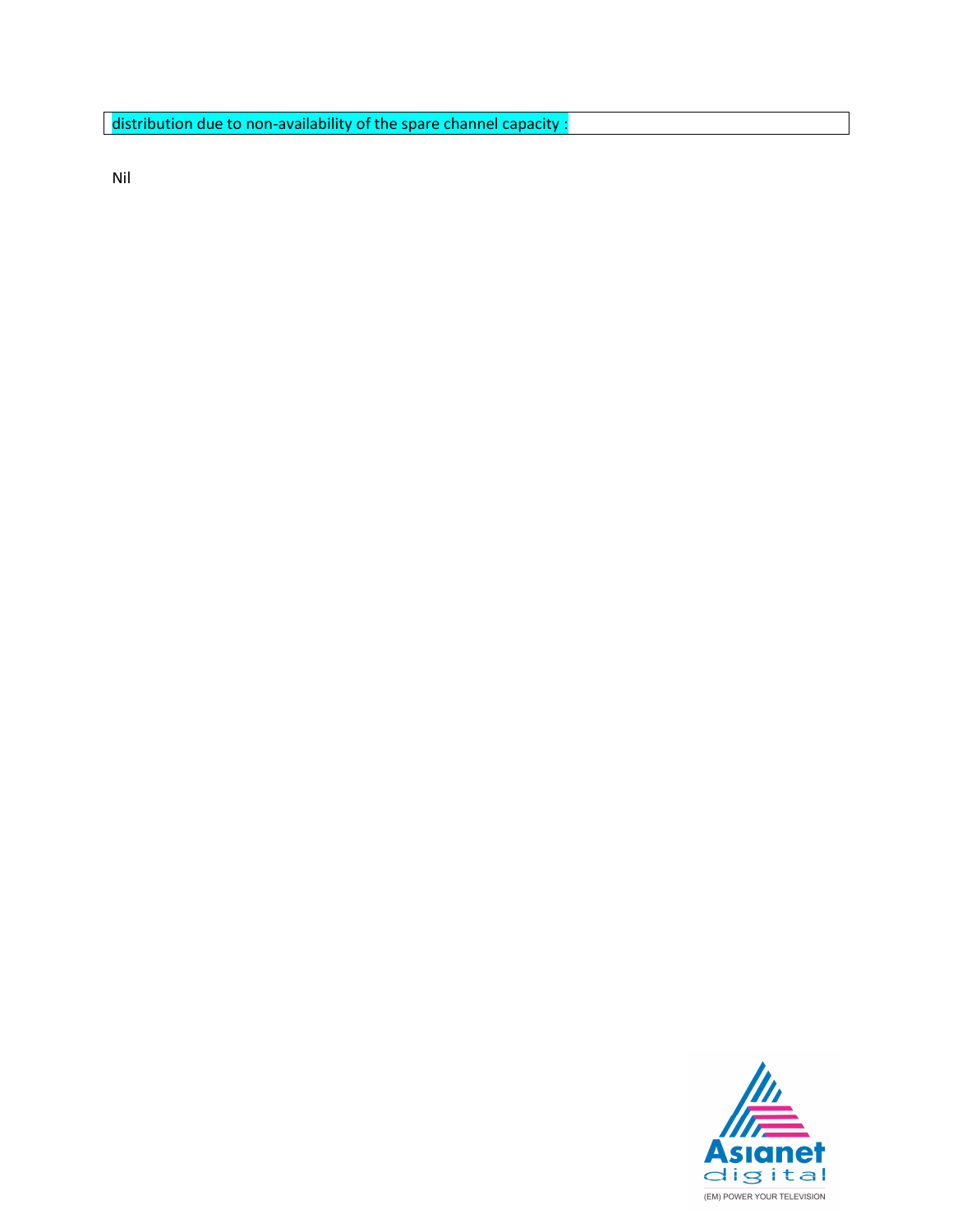distribution due to non-availability of the spare channel capacity :

Nil